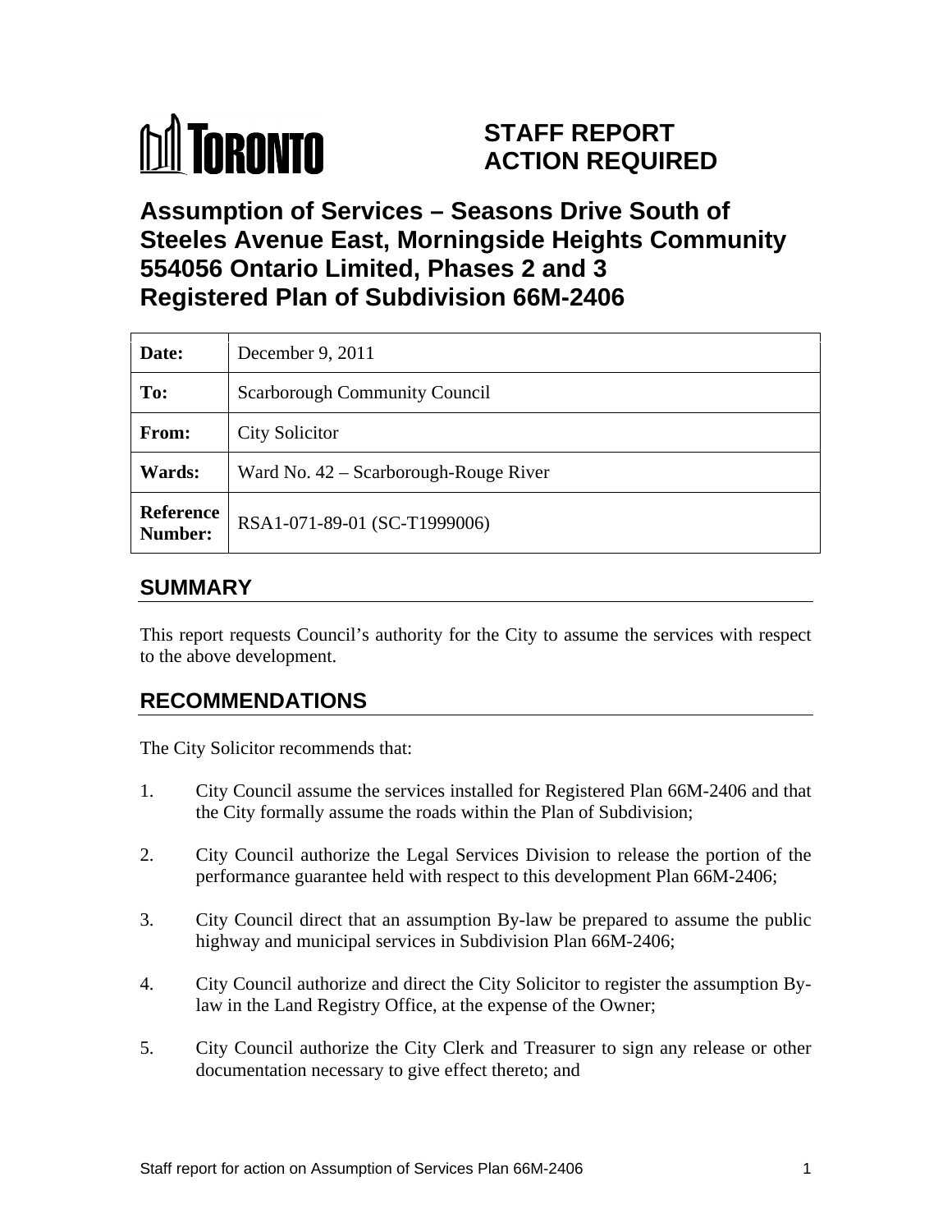TORONTO

# STAFF REPORT ACTION REQUIRED

# Assumption of Services – Seasons Drive South of Steeles Avenue East, Morningside Heights Community 554056 Ontario Limited, Phases 2 and 3 Registered Plan of Subdivision 66M-2406

| | |
|---|---|
| **Date:** | December 9, 2011 |
| **To:** | Scarborough Community Council |
| **From:** | City Solicitor |
| **Wards:** | Ward No. 42 – Scarborough-Rouge River |
| **Reference Number:** | RSA1-071-89-01 (SC-T1999006) |

## SUMMARY

This report requests Council's authority for the City to assume the services with respect to the above development.

## RECOMMENDATIONS

The City Solicitor recommends that:

1. City Council assume the services installed for Registered Plan 66M-2406 and that the City formally assume the roads within the Plan of Subdivision;

2. City Council authorize the Legal Services Division to release the portion of the performance guarantee held with respect to this development Plan 66M-2406;

3. City Council direct that an assumption By-law be prepared to assume the public highway and municipal services in Subdivision Plan 66M-2406;

4. City Council authorize and direct the City Solicitor to register the assumption By-law in the Land Registry Office, at the expense of the Owner;

5. City Council authorize the City Clerk and Treasurer to sign any release or other documentation necessary to give effect thereto; and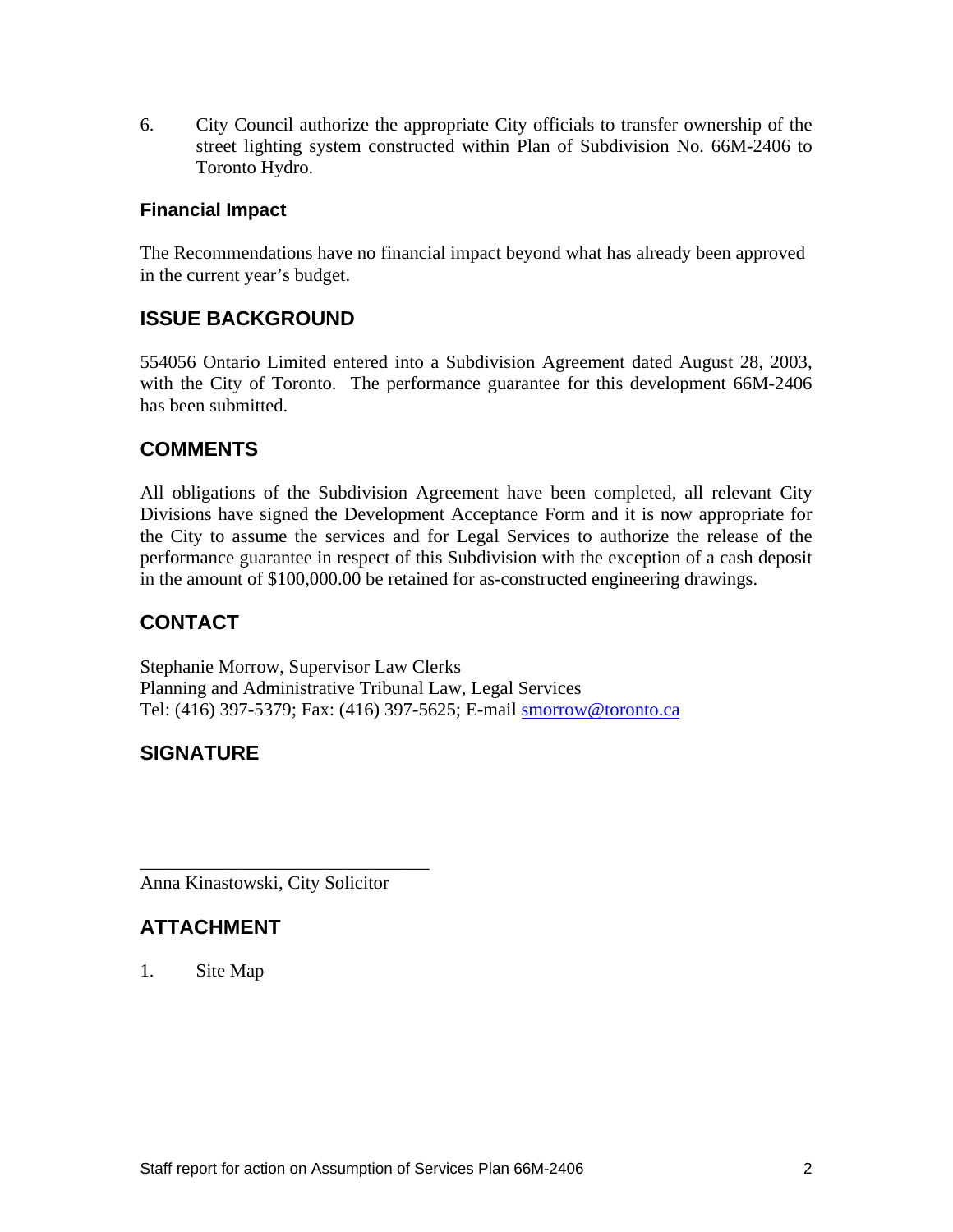6. City Council authorize the appropriate City officials to transfer ownership of the street lighting system constructed within Plan of Subdivision No. 66M-2406 to Toronto Hydro.

### Financial Impact

The Recommendations have no financial impact beyond what has already been approved in the current year's budget.

## ISSUE BACKGROUND

554056 Ontario Limited entered into a Subdivision Agreement dated August 28, 2003, with the City of Toronto. The performance guarantee for this development 66M-2406 has been submitted.

## COMMENTS

All obligations of the Subdivision Agreement have been completed, all relevant City Divisions have signed the Development Acceptance Form and it is now appropriate for the City to assume the services and for Legal Services to authorize the release of the performance guarantee in respect of this Subdivision with the exception of a cash deposit in the amount of $100,000.00 be retained for as-constructed engineering drawings.

## CONTACT

Stephanie Morrow, Supervisor Law Clerks
Planning and Administrative Tribunal Law, Legal Services
Tel: (416) 397-5379; Fax: (416) 397-5625; E-mail smorrow@toronto.ca

## SIGNATURE

_______________________________
Anna Kinastowski, City Solicitor

## ATTACHMENT

1. Site Map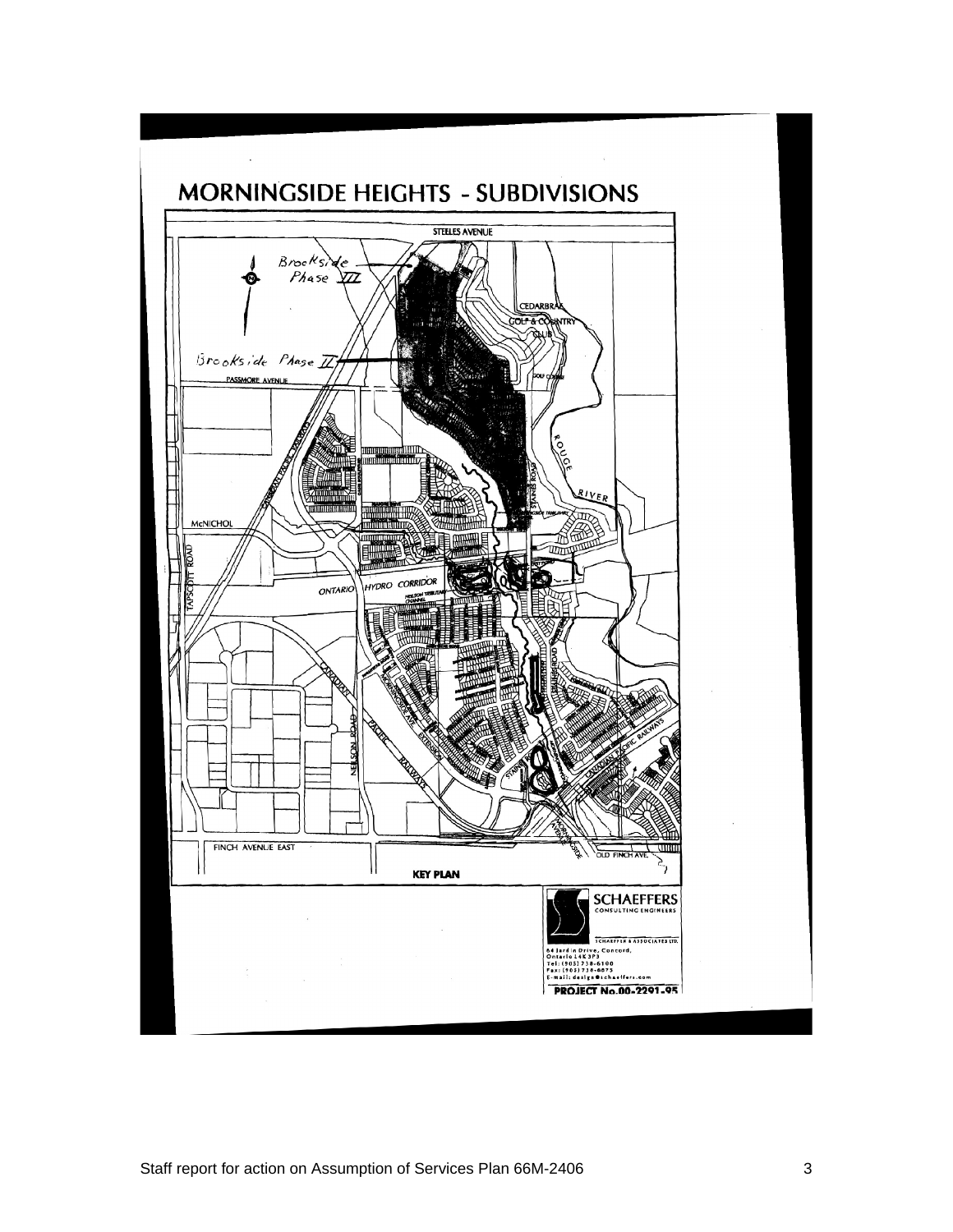# MORNINGSIDE HEIGHTS - SUBDIVISIONS

STEELES AVENUE

Brookside Phase III

Brookside Phase II

PASSMORE AVENUE

CEDARBRAE GOLF & COUNTRY CLUB

ROUGE RIVER

McNICHOL

TAPSCOTT ROAD

ONTARIO HYDRO CORRIDOR

CANADIAN PACIFIC RAILWAYS

NEILSON ROAD

FINCH AVENUE EAST

OLD FINCH AVE.

KEY PLAN

SCHAEFFERS CONSULTING ENGINEERS

SCHAEFFER & ASSOCIATES LTD.
64 Jardin Drive, Concord, Ontario L4K 3P3
Tel: (905) 738-6100
Fax: (905) 738-6875
E-mail: design@schaeffers.com

PROJECT No.00-2291-95